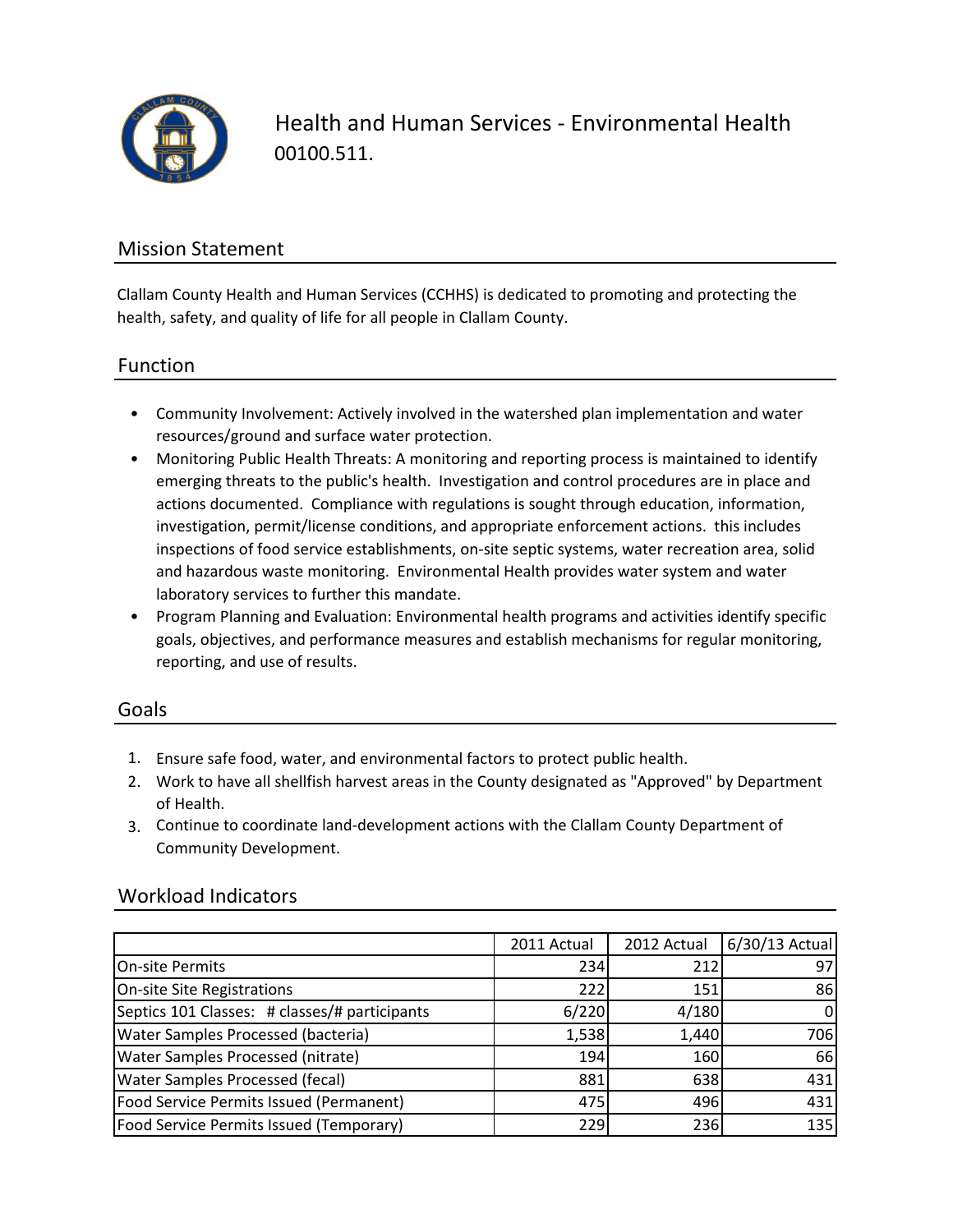# Health and Human Services - Environmental Health

00100.511.

## Mission Statement

Clallam County Health and Human Services (CCHHS) is dedicated to promoting and protecting the health, safety, and quality of life for all people in Clallam County.

## Function

- Community Involvement: Actively involved in the watershed plan implementation and water resources/ground and surface water protection.
- Monitoring Public Health Threats: A monitoring and reporting process is maintained to identify emerging threats to the public's health. Investigation and control procedures are in place and actions documented. Compliance with regulations is sought through education, information, investigation, permit/license conditions, and appropriate enforcement actions. this includes inspections of food service establishments, on-site septic systems, water recreation area, solid and hazardous waste monitoring. Environmental Health provides water system and water laboratory services to further this mandate.
- Program Planning and Evaluation: Environmental health programs and activities identify specific goals, objectives, and performance measures and establish mechanisms for regular monitoring, reporting, and use of results.

## Goals

1. Ensure safe food, water, and environmental factors to protect public health.
2. Work to have all shellfish harvest areas in the County designated as "Approved" by Department of Health.
3. Continue to coordinate land-development actions with the Clallam County Department of Community Development.

## Workload Indicators

| | 2011 Actual | 2012 Actual | 6/30/13 Actual |
|---|---|---|---|
| On-site Permits | 234 | 212 | 97 |
| On-site Site Registrations | 222 | 151 | 86 |
| Septics 101 Classes: # classes/# participants | 6/220 | 4/180 | 0 |
| Water Samples Processed (bacteria) | 1,538 | 1,440 | 706 |
| Water Samples Processed (nitrate) | 194 | 160 | 66 |
| Water Samples Processed (fecal) | 881 | 638 | 431 |
| Food Service Permits Issued (Permanent) | 475 | 496 | 431 |
| Food Service Permits Issued (Temporary) | 229 | 236 | 135 |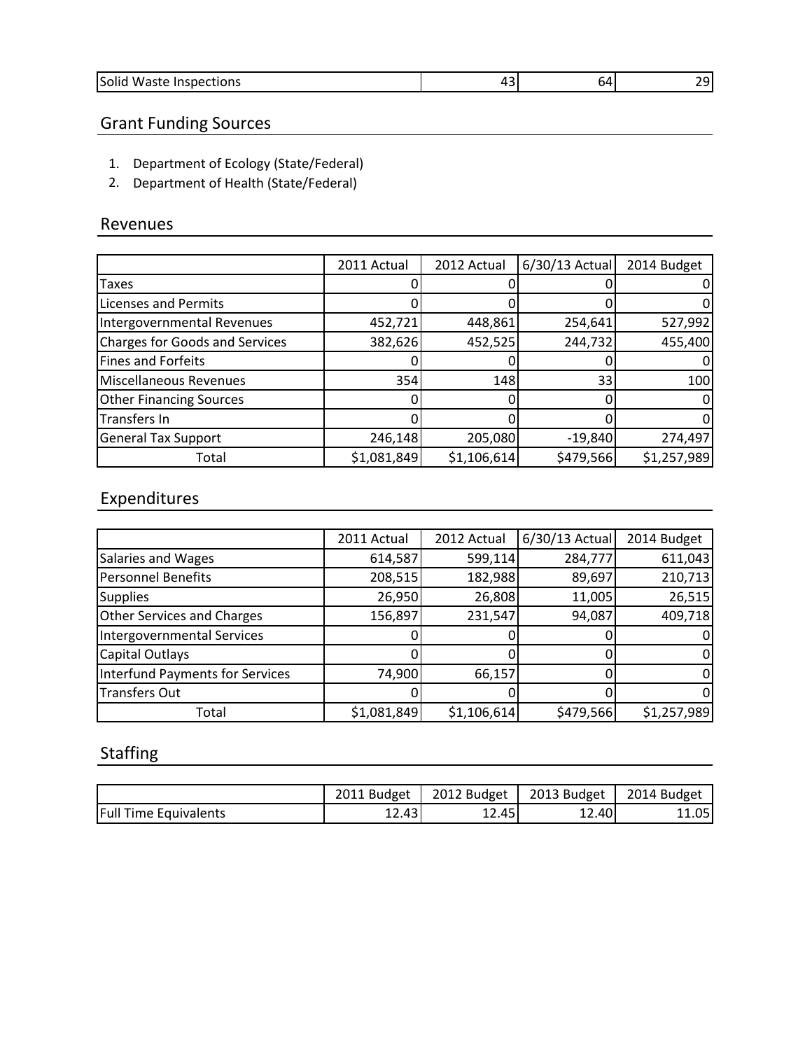| | | | |
|---|---|---|---|
| Solid Waste Inspections | 43 | 64 | 29 |

## Grant Funding Sources

1. Department of Ecology (State/Federal)
2. Department of Health (State/Federal)

## Revenues

| | 2011 Actual | 2012 Actual | 6/30/13 Actual | 2014 Budget |
|---|---|---|---|---|
| Taxes | 0 | 0 | 0 | 0 |
| Licenses and Permits | 0 | 0 | 0 | 0 |
| Intergovernmental Revenues | 452,721 | 448,861 | 254,641 | 527,992 |
| Charges for Goods and Services | 382,626 | 452,525 | 244,732 | 455,400 |
| Fines and Forfeits | 0 | 0 | 0 | 0 |
| Miscellaneous Revenues | 354 | 148 | 33 | 100 |
| Other Financing Sources | 0 | 0 | 0 | 0 |
| Transfers In | 0 | 0 | 0 | 0 |
| General Tax Support | 246,148 | 205,080 | -19,840 | 274,497 |
| Total | $1,081,849 | $1,106,614 | $479,566 | $1,257,989 |

## Expenditures

| | 2011 Actual | 2012 Actual | 6/30/13 Actual | 2014 Budget |
|---|---|---|---|---|
| Salaries and Wages | 614,587 | 599,114 | 284,777 | 611,043 |
| Personnel Benefits | 208,515 | 182,988 | 89,697 | 210,713 |
| Supplies | 26,950 | 26,808 | 11,005 | 26,515 |
| Other Services and Charges | 156,897 | 231,547 | 94,087 | 409,718 |
| Intergovernmental Services | 0 | 0 | 0 | 0 |
| Capital Outlays | 0 | 0 | 0 | 0 |
| Interfund Payments for Services | 74,900 | 66,157 | 0 | 0 |
| Transfers Out | 0 | 0 | 0 | 0 |
| Total | $1,081,849 | $1,106,614 | $479,566 | $1,257,989 |

## Staffing

| | 2011 Budget | 2012 Budget | 2013 Budget | 2014 Budget |
|---|---|---|---|---|
| Full Time Equivalents | 12.43 | 12.45 | 12.40 | 11.05 |